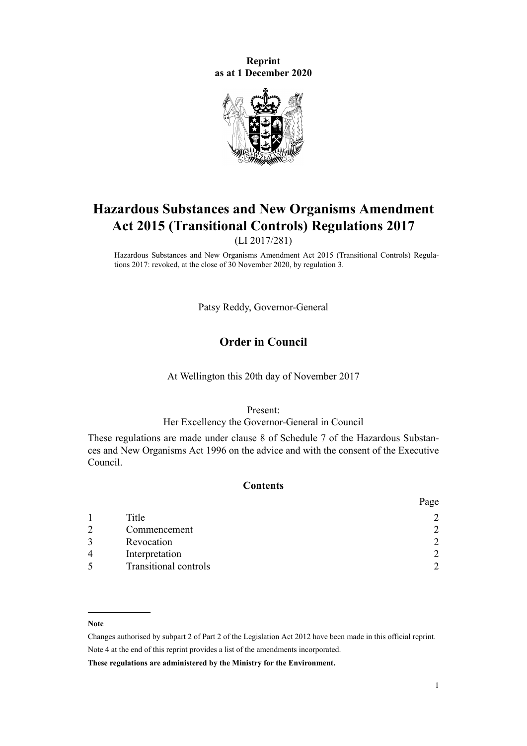**Reprint**
**as at 1 December 2020**

# Hazardous Substances and New Organisms Amendment Act 2015 (Transitional Controls) Regulations 2017

(LI 2017/281)

Hazardous Substances and New Organisms Amendment Act 2015 (Transitional Controls) Regulations 2017: revoked, at the close of 30 November 2020, by regulation 3.

Patsy Reddy, Governor-General

## Order in Council

At Wellington this 20th day of November 2017

Present:
Her Excellency the Governor-General in Council

These regulations are made under clause 8 of Schedule 7 of the Hazardous Substances and New Organisms Act 1996 on the advice and with the consent of the Executive Council.

### Contents

| | | Page |
|---|---|---|
| 1 | Title | 2 |
| 2 | Commencement | 2 |
| 3 | Revocation | 2 |
| 4 | Interpretation | 2 |
| 5 | Transitional controls | 2 |

**Note**

Changes authorised by subpart 2 of Part 2 of the Legislation Act 2012 have been made in this official reprint.

Note 4 at the end of this reprint provides a list of the amendments incorporated.

**These regulations are administered by the Ministry for the Environment.**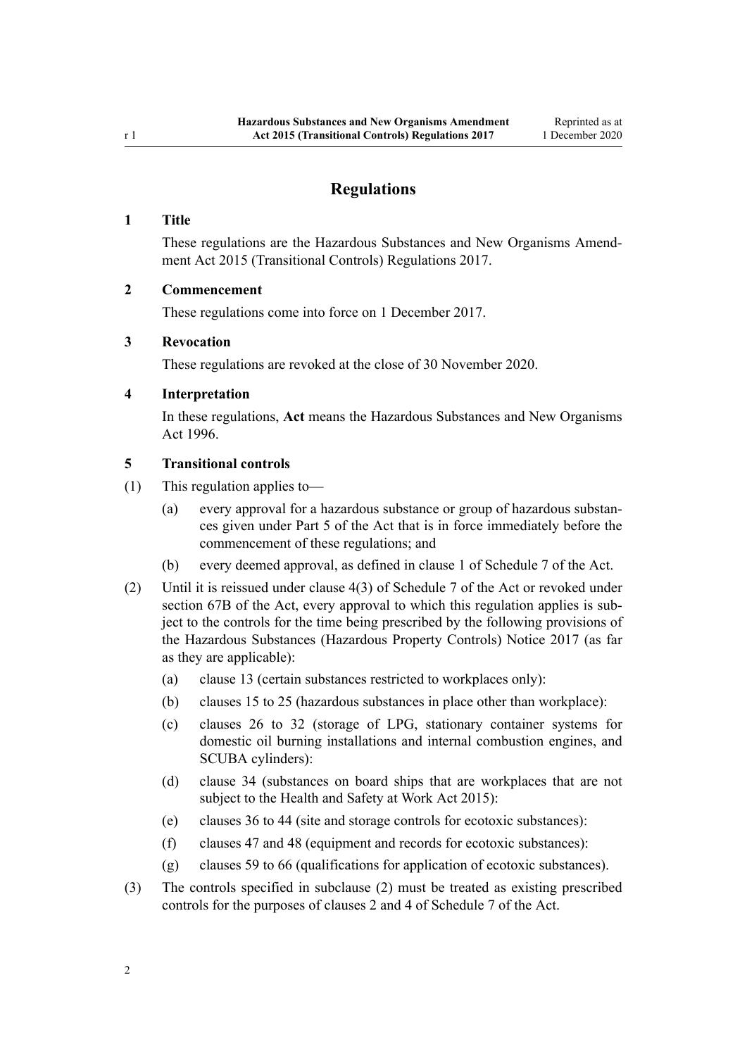# Regulations

## 1 Title

These regulations are the Hazardous Substances and New Organisms Amendment Act 2015 (Transitional Controls) Regulations 2017.

## 2 Commencement

These regulations come into force on 1 December 2017.

## 3 Revocation

These regulations are revoked at the close of 30 November 2020.

## 4 Interpretation

In these regulations, **Act** means the Hazardous Substances and New Organisms Act 1996.

## 5 Transitional controls

(1) This regulation applies to—

- (a) every approval for a hazardous substance or group of hazardous substances given under Part 5 of the Act that is in force immediately before the commencement of these regulations; and
- (b) every deemed approval, as defined in clause 1 of Schedule 7 of the Act.

(2) Until it is reissued under clause 4(3) of Schedule 7 of the Act or revoked under section 67B of the Act, every approval to which this regulation applies is subject to the controls for the time being prescribed by the following provisions of the Hazardous Substances (Hazardous Property Controls) Notice 2017 (as far as they are applicable):

- (a) clause 13 (certain substances restricted to workplaces only):
- (b) clauses 15 to 25 (hazardous substances in place other than workplace):
- (c) clauses 26 to 32 (storage of LPG, stationary container systems for domestic oil burning installations and internal combustion engines, and SCUBA cylinders):
- (d) clause 34 (substances on board ships that are workplaces that are not subject to the Health and Safety at Work Act 2015):
- (e) clauses 36 to 44 (site and storage controls for ecotoxic substances):
- (f) clauses 47 and 48 (equipment and records for ecotoxic substances):
- (g) clauses 59 to 66 (qualifications for application of ecotoxic substances).

(3) The controls specified in subclause (2) must be treated as existing prescribed controls for the purposes of clauses 2 and 4 of Schedule 7 of the Act.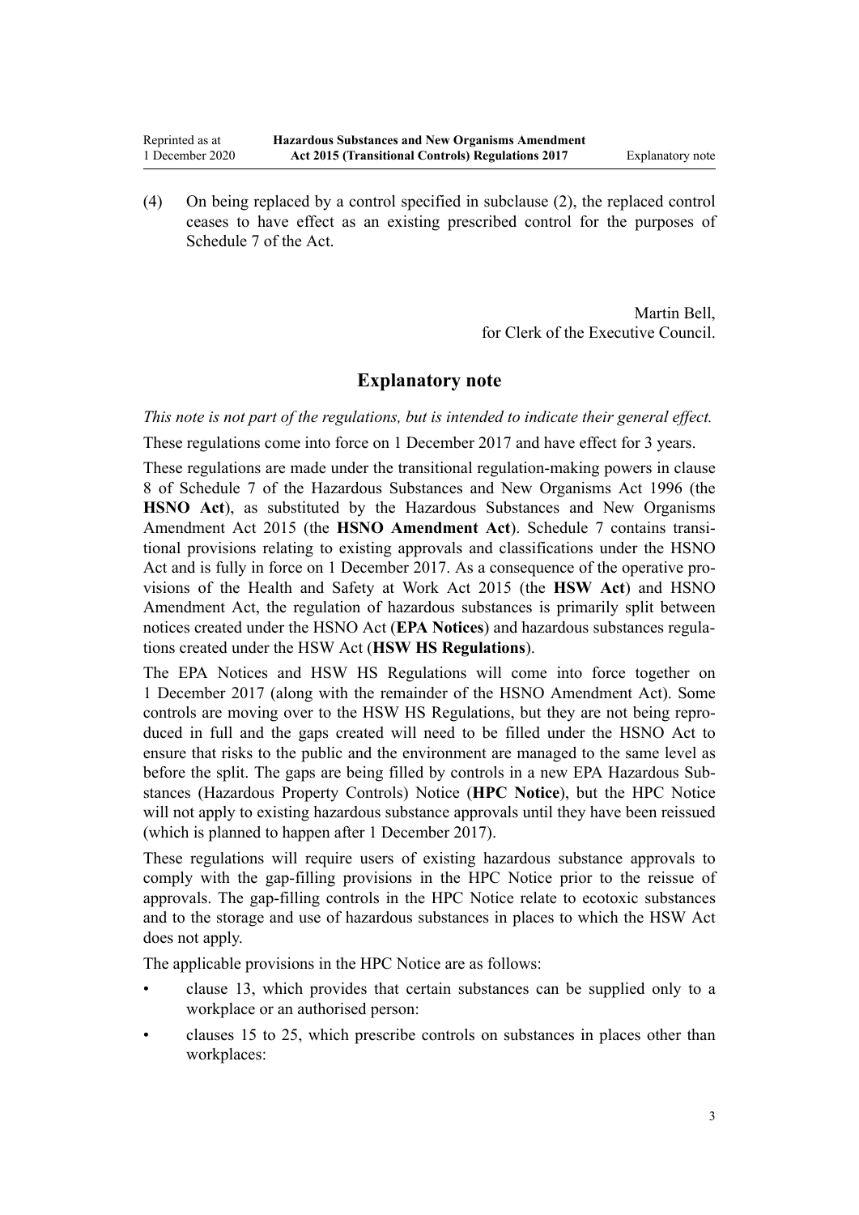(4) On being replaced by a control specified in subclause (2), the replaced control ceases to have effect as an existing prescribed control for the purposes of Schedule 7 of the Act.

Martin Bell,
for Clerk of the Executive Council.

## Explanatory note

*This note is not part of the regulations, but is intended to indicate their general effect.*

These regulations come into force on 1 December 2017 and have effect for 3 years.

These regulations are made under the transitional regulation-making powers in clause 8 of Schedule 7 of the Hazardous Substances and New Organisms Act 1996 (the **HSNO Act**), as substituted by the Hazardous Substances and New Organisms Amendment Act 2015 (the **HSNO Amendment Act**). Schedule 7 contains transitional provisions relating to existing approvals and classifications under the HSNO Act and is fully in force on 1 December 2017. As a consequence of the operative provisions of the Health and Safety at Work Act 2015 (the **HSW Act**) and HSNO Amendment Act, the regulation of hazardous substances is primarily split between notices created under the HSNO Act (**EPA Notices**) and hazardous substances regulations created under the HSW Act (**HSW HS Regulations**).

The EPA Notices and HSW HS Regulations will come into force together on 1 December 2017 (along with the remainder of the HSNO Amendment Act). Some controls are moving over to the HSW HS Regulations, but they are not being reproduced in full and the gaps created will need to be filled under the HSNO Act to ensure that risks to the public and the environment are managed to the same level as before the split. The gaps are being filled by controls in a new EPA Hazardous Substances (Hazardous Property Controls) Notice (**HPC Notice**), but the HPC Notice will not apply to existing hazardous substance approvals until they have been reissued (which is planned to happen after 1 December 2017).

These regulations will require users of existing hazardous substance approvals to comply with the gap-filling provisions in the HPC Notice prior to the reissue of approvals. The gap-filling controls in the HPC Notice relate to ecotoxic substances and to the storage and use of hazardous substances in places to which the HSW Act does not apply.

The applicable provisions in the HPC Notice are as follows:

- clause 13, which provides that certain substances can be supplied only to a workplace or an authorised person:
- clauses 15 to 25, which prescribe controls on substances in places other than workplaces: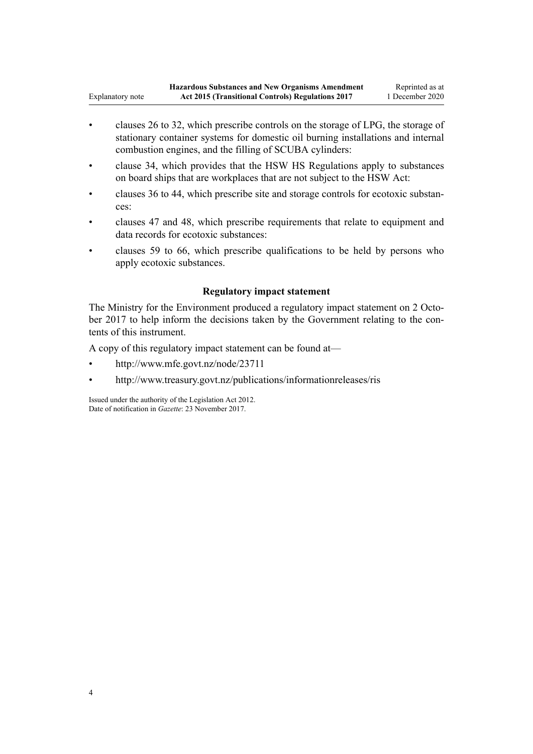- clauses 26 to 32, which prescribe controls on the storage of LPG, the storage of stationary container systems for domestic oil burning installations and internal combustion engines, and the filling of SCUBA cylinders:
- clause 34, which provides that the HSW HS Regulations apply to substances on board ships that are workplaces that are not subject to the HSW Act:
- clauses 36 to 44, which prescribe site and storage controls for ecotoxic substances:
- clauses 47 and 48, which prescribe requirements that relate to equipment and data records for ecotoxic substances:
- clauses 59 to 66, which prescribe qualifications to be held by persons who apply ecotoxic substances.

### Regulatory impact statement

The Ministry for the Environment produced a regulatory impact statement on 2 October 2017 to help inform the decisions taken by the Government relating to the contents of this instrument.

A copy of this regulatory impact statement can be found at—

- http://www.mfe.govt.nz/node/23711
- http://www.treasury.govt.nz/publications/informationreleases/ris

Issued under the authority of the Legislation Act 2012.
Date of notification in *Gazette*: 23 November 2017.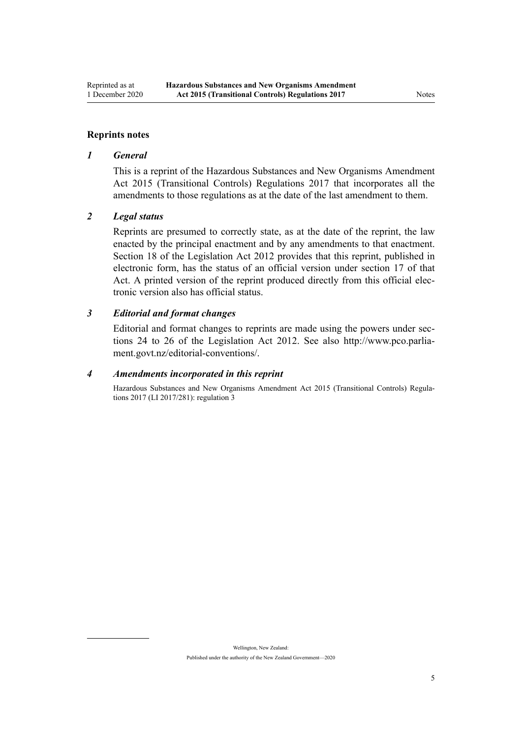## Reprints notes

### *1 General*

This is a reprint of the Hazardous Substances and New Organisms Amendment Act 2015 (Transitional Controls) Regulations 2017 that incorporates all the amendments to those regulations as at the date of the last amendment to them.

### *2 Legal status*

Reprints are presumed to correctly state, as at the date of the reprint, the law enacted by the principal enactment and by any amendments to that enactment. Section 18 of the Legislation Act 2012 provides that this reprint, published in electronic form, has the status of an official version under section 17 of that Act. A printed version of the reprint produced directly from this official electronic version also has official status.

### *3 Editorial and format changes*

Editorial and format changes to reprints are made using the powers under sections 24 to 26 of the Legislation Act 2012. See also http://www.pco.parliament.govt.nz/editorial-conventions/.

### *4 Amendments incorporated in this reprint*

Hazardous Substances and New Organisms Amendment Act 2015 (Transitional Controls) Regulations 2017 (LI 2017/281): regulation 3

Wellington, New Zealand:

Published under the authority of the New Zealand Government—2020